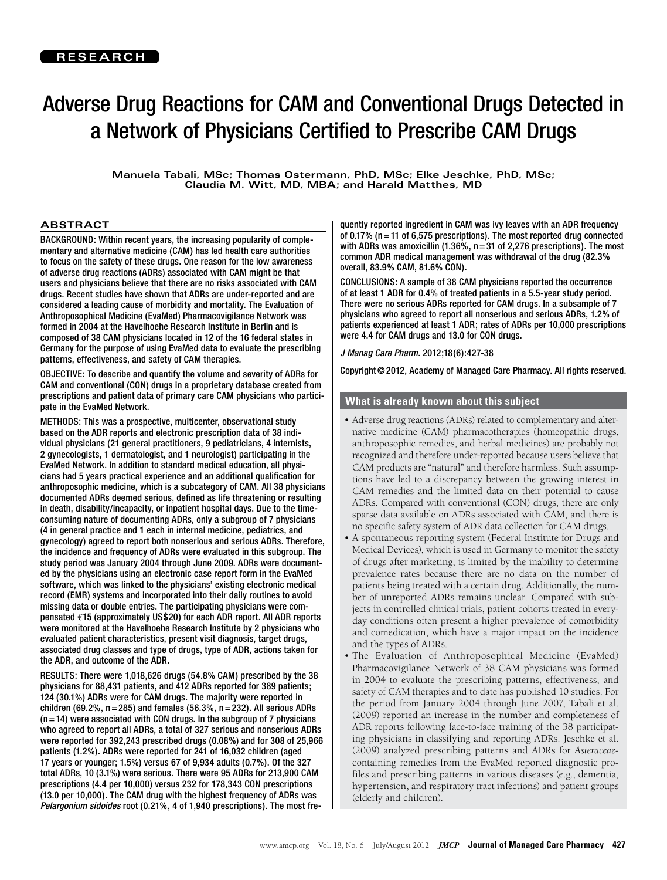RESEARCH

# Adverse Drug Reactions for CAM and Conventional Drugs Detected in a Network of Physicians Certified to Prescribe CAM Drugs

Manuela Tabali, MSc; Thomas Ostermann, PhD, MSc; Elke Jeschke, PhD, MSc; Claudia M. Witt, MD, MBA; and Harald Matthes, MD

## ABSTRACT

BACKGROUND: Within recent years, the increasing popularity of complementary and alternative medicine (CAM) has led health care authorities to focus on the safety of these drugs. One reason for the low awareness of adverse drug reactions (ADRs) associated with CAM might be that users and physicians believe that there are no risks associated with CAM drugs. Recent studies have shown that ADRs are under-reported and are considered a leading cause of morbidity and mortality. The Evaluation of Anthroposophical Medicine (EvaMed) Pharmacovigilance Network was formed in 2004 at the Havelhoehe Research Institute in Berlin and is composed of 38 CAM physicians located in 12 of the 16 federal states in Germany for the purpose of using EvaMed data to evaluate the prescribing patterns, effectiveness, and safety of CAM therapies.

OBJECTIVE: To describe and quantify the volume and severity of ADRs for CAM and conventional (CON) drugs in a proprietary database created from prescriptions and patient data of primary care CAM physicians who participate in the EvaMed Network.

METHODS: This was a prospective, multicenter, observational study based on the ADR reports and electronic prescription data of 38 individual physicians (21 general practitioners, 9 pediatricians, 4 internists, 2 gynecologists, 1 dermatologist, and 1 neurologist) participating in the EvaMed Network. In addition to standard medical education, all physicians had 5 years practical experience and an additional qualification for anthroposophic medicine, which is a subcategory of CAM. All 38 physicians documented ADRs deemed serious, defined as life threatening or resulting in death, disability/incapacity, or inpatient hospital days. Due to the time-consuming nature of documenting ADRs, only a subgroup of 7 physicians (4 in general practice and 1 each in internal medicine, pediatrics, and gynecology) agreed to report both nonserious and serious ADRs. Therefore, the incidence and frequency of ADRs were evaluated in this subgroup. The study period was January 2004 through June 2009. ADRs were documented by the physicians using an electronic case report form in the EvaMed software, which was linked to the physicians' existing electronic medical record (EMR) systems and incorporated into their daily routines to avoid missing data or double entries. The participating physicians were compensated €15 (approximately US$20) for each ADR report. All ADR reports were monitored at the Havelhoehe Research Institute by 2 physicians who evaluated patient characteristics, present visit diagnosis, target drugs, associated drug classes and type of drugs, type of ADR, actions taken for the ADR, and outcome of the ADR.

RESULTS: There were 1,018,626 drugs (54.8% CAM) prescribed by the 38 physicians for 88,431 patients, and 412 ADRs reported for 389 patients; 124 (30.1%) ADRs were for CAM drugs. The majority were reported in children (69.2%, n = 285) and females (56.3%, n = 232). All serious ADRs (n = 14) were associated with CON drugs. In the subgroup of 7 physicians who agreed to report all ADRs, a total of 327 serious and nonserious ADRs were reported for 392,243 prescribed drugs (0.08%) and for 308 of 25,966 patients (1.2%). ADRs were reported for 241 of 16,032 children (aged 17 years or younger; 1.5%) versus 67 of 9,934 adults (0.7%). Of the 327 total ADRs, 10 (3.1%) were serious. There were 95 ADRs for 213,900 CAM prescriptions (4.4 per 10,000) versus 232 for 178,343 CON prescriptions (13.0 per 10,000). The CAM drug with the highest frequency of ADRs was *Pelargonium sidoides* root (0.21%, 4 of 1,940 prescriptions). The most frequently reported ingredient in CAM was ivy leaves with an ADR frequency of 0.17% (n = 11 of 6,575 prescriptions). The most reported drug connected with ADRs was amoxicillin (1.36%, n = 31 of 2,276 prescriptions). The most common ADR medical management was withdrawal of the drug (82.3% overall, 83.9% CAM, 81.6% CON).

CONCLUSIONS: A sample of 38 CAM physicians reported the occurrence of at least 1 ADR for 0.4% of treated patients in a 5.5-year study period. There were no serious ADRs reported for CAM drugs. In a subsample of 7 physicians who agreed to report all nonserious and serious ADRs, 1.2% of patients experienced at least 1 ADR; rates of ADRs per 10,000 prescriptions were 4.4 for CAM drugs and 13.0 for CON drugs.

*J Manag Care Pharm.* 2012;18(6):427-38

Copyright © 2012, Academy of Managed Care Pharmacy. All rights reserved.

### What is already known about this subject

- Adverse drug reactions (ADRs) related to complementary and alternative medicine (CAM) pharmacotherapies (homeopathic drugs, anthroposophic remedies, and herbal medicines) are probably not recognized and therefore under-reported because users believe that CAM products are "natural" and therefore harmless. Such assumptions have led to a discrepancy between the growing interest in CAM remedies and the limited data on their potential to cause ADRs. Compared with conventional (CON) drugs, there are only sparse data available on ADRs associated with CAM, and there is no specific safety system of ADR data collection for CAM drugs.
- A spontaneous reporting system (Federal Institute for Drugs and Medical Devices), which is used in Germany to monitor the safety of drugs after marketing, is limited by the inability to determine prevalence rates because there are no data on the number of patients being treated with a certain drug. Additionally, the number of unreported ADRs remains unclear. Compared with subjects in controlled clinical trials, patient cohorts treated in everyday conditions often present a higher prevalence of comorbidity and comedication, which have a major impact on the incidence and the types of ADRs.
- The Evaluation of Anthroposophical Medicine (EvaMed) Pharmacovigilance Network of 38 CAM physicians was formed in 2004 to evaluate the prescribing patterns, effectiveness, and safety of CAM therapies and to date has published 10 studies. For the period from January 2004 through June 2007, Tabali et al. (2009) reported an increase in the number and completeness of ADR reports following face-to-face training of the 38 participating physicians in classifying and reporting ADRs. Jeschke et al. (2009) analyzed prescribing patterns and ADRs for *Asteraceae*-containing remedies from the EvaMed reported diagnostic profiles and prescribing patterns in various diseases (e.g., dementia, hypertension, and respiratory tract infections) and patient groups (elderly and children).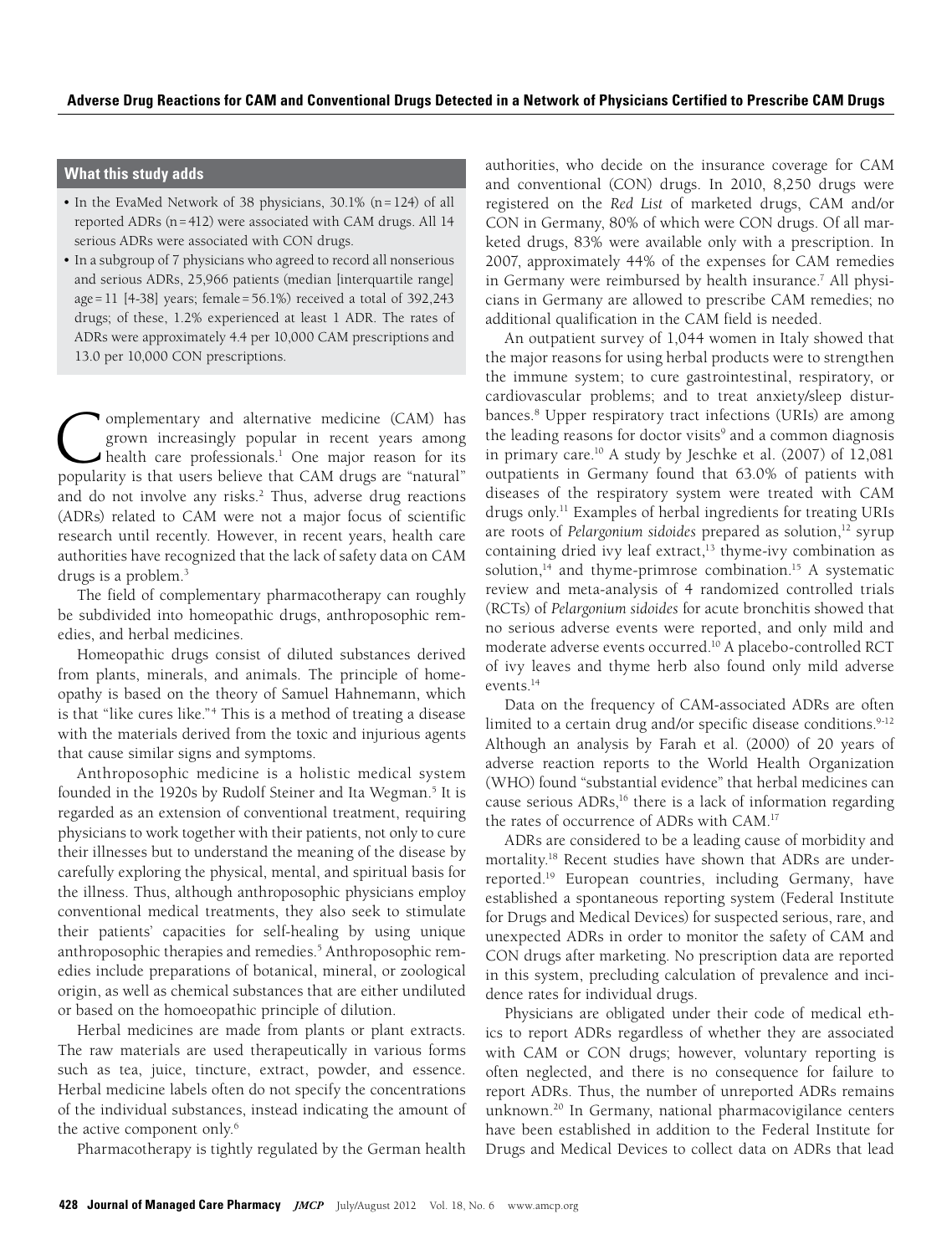## What this study adds

- In the EvaMed Network of 38 physicians, 30.1% (n = 124) of all reported ADRs (n = 412) were associated with CAM drugs. All 14 serious ADRs were associated with CON drugs.
- In a subgroup of 7 physicians who agreed to record all nonserious and serious ADRs, 25,966 patients (median [interquartile range] age = 11 [4-38] years; female = 56.1%) received a total of 392,243 drugs; of these, 1.2% experienced at least 1 ADR. The rates of ADRs were approximately 4.4 per 10,000 CAM prescriptions and 13.0 per 10,000 CON prescriptions.

Complementary and alternative medicine (CAM) has grown increasingly popular in recent years among health care professionals.[1] One major reason for its popularity is that users believe that CAM drugs are "natural" and do not involve any risks.[2] Thus, adverse drug reactions (ADRs) related to CAM were not a major focus of scientific research until recently. However, in recent years, health care authorities have recognized that the lack of safety data on CAM drugs is a problem.[3]

The field of complementary pharmacotherapy can roughly be subdivided into homeopathic drugs, anthroposophic remedies, and herbal medicines.

Homeopathic drugs consist of diluted substances derived from plants, minerals, and animals. The principle of homeopathy is based on the theory of Samuel Hahnemann, which is that "like cures like."[4] This is a method of treating a disease with the materials derived from the toxic and injurious agents that cause similar signs and symptoms.

Anthroposophic medicine is a holistic medical system founded in the 1920s by Rudolf Steiner and Ita Wegman.[5] It is regarded as an extension of conventional treatment, requiring physicians to work together with their patients, not only to cure their illnesses but to understand the meaning of the disease by carefully exploring the physical, mental, and spiritual basis for the illness. Thus, although anthroposophic physicians employ conventional medical treatments, they also seek to stimulate their patients' capacities for self-healing by using unique anthroposophic therapies and remedies.[5] Anthroposophic remedies include preparations of botanical, mineral, or zoological origin, as well as chemical substances that are either undiluted or based on the homoeopathic principle of dilution.

Herbal medicines are made from plants or plant extracts. The raw materials are used therapeutically in various forms such as tea, juice, tincture, extract, powder, and essence. Herbal medicine labels often do not specify the concentrations of the individual substances, instead indicating the amount of the active component only.[6]

Pharmacotherapy is tightly regulated by the German health authorities, who decide on the insurance coverage for CAM and conventional (CON) drugs. In 2010, 8,250 drugs were registered on the *Red List* of marketed drugs, CAM and/or CON in Germany, 80% of which were CON drugs. Of all marketed drugs, 83% were available only with a prescription. In 2007, approximately 44% of the expenses for CAM remedies in Germany were reimbursed by health insurance.[7] All physicians in Germany are allowed to prescribe CAM remedies; no additional qualification in the CAM field is needed.

An outpatient survey of 1,044 women in Italy showed that the major reasons for using herbal products were to strengthen the immune system; to cure gastrointestinal, respiratory, or cardiovascular problems; and to treat anxiety/sleep disturbances.[8] Upper respiratory tract infections (URIs) are among the leading reasons for doctor visits[9] and a common diagnosis in primary care.[10] A study by Jeschke et al. (2007) of 12,081 outpatients in Germany found that 63.0% of patients with diseases of the respiratory system were treated with CAM drugs only.[11] Examples of herbal ingredients for treating URIs are roots of *Pelargonium sidoides* prepared as solution,[12] syrup containing dried ivy leaf extract,[13] thyme-ivy combination as solution,[14] and thyme-primrose combination.[15] A systematic review and meta-analysis of 4 randomized controlled trials (RCTs) of *Pelargonium sidoides* for acute bronchitis showed that no serious adverse events were reported, and only mild and moderate adverse events occurred.[10] A placebo-controlled RCT of ivy leaves and thyme herb also found only mild adverse events.[14]

Data on the frequency of CAM-associated ADRs are often limited to a certain drug and/or specific disease conditions.[9-12] Although an analysis by Farah et al. (2000) of 20 years of adverse reaction reports to the World Health Organization (WHO) found "substantial evidence" that herbal medicines can cause serious ADRs,[16] there is a lack of information regarding the rates of occurrence of ADRs with CAM.[17]

ADRs are considered to be a leading cause of morbidity and mortality.[18] Recent studies have shown that ADRs are underreported.[19] European countries, including Germany, have established a spontaneous reporting system (Federal Institute for Drugs and Medical Devices) for suspected serious, rare, and unexpected ADRs in order to monitor the safety of CAM and CON drugs after marketing. No prescription data are reported in this system, precluding calculation of prevalence and incidence rates for individual drugs.

Physicians are obligated under their code of medical ethics to report ADRs regardless of whether they are associated with CAM or CON drugs; however, voluntary reporting is often neglected, and there is no consequence for failure to report ADRs. Thus, the number of unreported ADRs remains unknown.[20] In Germany, national pharmacovigilance centers have been established in addition to the Federal Institute for Drugs and Medical Devices to collect data on ADRs that lead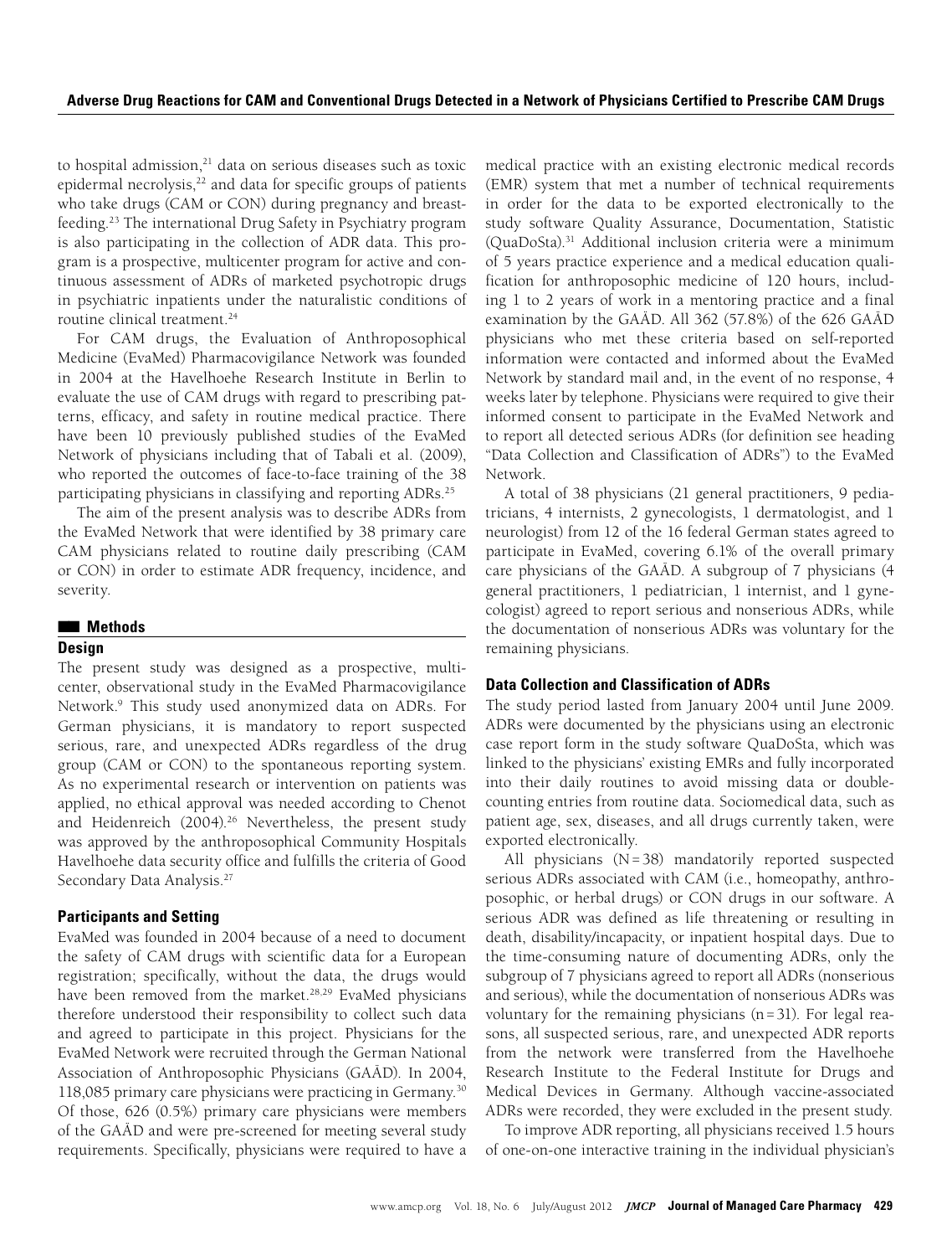to hospital admission,[21] data on serious diseases such as toxic epidermal necrolysis,[22] and data for specific groups of patients who take drugs (CAM or CON) during pregnancy and breastfeeding.[23] The international Drug Safety in Psychiatry program is also participating in the collection of ADR data. This program is a prospective, multicenter program for active and continuous assessment of ADRs of marketed psychotropic drugs in psychiatric inpatients under the naturalistic conditions of routine clinical treatment.[24]

For CAM drugs, the Evaluation of Anthroposophical Medicine (EvaMed) Pharmacovigilance Network was founded in 2004 at the Havelhoehe Research Institute in Berlin to evaluate the use of CAM drugs with regard to prescribing patterns, efficacy, and safety in routine medical practice. There have been 10 previously published studies of the EvaMed Network of physicians including that of Tabali et al. (2009), who reported the outcomes of face-to-face training of the 38 participating physicians in classifying and reporting ADRs.[25]

The aim of the present analysis was to describe ADRs from the EvaMed Network that were identified by 38 primary care CAM physicians related to routine daily prescribing (CAM or CON) in order to estimate ADR frequency, incidence, and severity.

## Methods

### Design

The present study was designed as a prospective, multicenter, observational study in the EvaMed Pharmacovigilance Network.[9] This study used anonymized data on ADRs. For German physicians, it is mandatory to report suspected serious, rare, and unexpected ADRs regardless of the drug group (CAM or CON) to the spontaneous reporting system. As no experimental research or intervention on patients was applied, no ethical approval was needed according to Chenot and Heidenreich (2004).[26] Nevertheless, the present study was approved by the anthroposophical Community Hospitals Havelhoehe data security office and fulfills the criteria of Good Secondary Data Analysis.[27]

### Participants and Setting

EvaMed was founded in 2004 because of a need to document the safety of CAM drugs with scientific data for a European registration; specifically, without the data, the drugs would have been removed from the market.[28,29] EvaMed physicians therefore understood their responsibility to collect such data and agreed to participate in this project. Physicians for the EvaMed Network were recruited through the German National Association of Anthroposophic Physicians (GAÄD). In 2004, 118,085 primary care physicians were practicing in Germany.[30] Of those, 626 (0.5%) primary care physicians were members of the GAÄD and were pre-screened for meeting several study requirements. Specifically, physicians were required to have a medical practice with an existing electronic medical records (EMR) system that met a number of technical requirements in order for the data to be exported electronically to the study software Quality Assurance, Documentation, Statistic (QuaDoSta).[31] Additional inclusion criteria were a minimum of 5 years practice experience and a medical education qualification for anthroposophic medicine of 120 hours, including 1 to 2 years of work in a mentoring practice and a final examination by the GAÄD. All 362 (57.8%) of the 626 GAÄD physicians who met these criteria based on self-reported information were contacted and informed about the EvaMed Network by standard mail and, in the event of no response, 4 weeks later by telephone. Physicians were required to give their informed consent to participate in the EvaMed Network and to report all detected serious ADRs (for definition see heading "Data Collection and Classification of ADRs") to the EvaMed Network.

A total of 38 physicians (21 general practitioners, 9 pediatricians, 4 internists, 2 gynecologists, 1 dermatologist, and 1 neurologist) from 12 of the 16 federal German states agreed to participate in EvaMed, covering 6.1% of the overall primary care physicians of the GAÄD. A subgroup of 7 physicians (4 general practitioners, 1 pediatrician, 1 internist, and 1 gynecologist) agreed to report serious and nonserious ADRs, while the documentation of nonserious ADRs was voluntary for the remaining physicians.

### Data Collection and Classification of ADRs

The study period lasted from January 2004 until June 2009. ADRs were documented by the physicians using an electronic case report form in the study software QuaDoSta, which was linked to the physicians' existing EMRs and fully incorporated into their daily routines to avoid missing data or double-counting entries from routine data. Sociomedical data, such as patient age, sex, diseases, and all drugs currently taken, were exported electronically.

All physicians (N = 38) mandatorily reported suspected serious ADRs associated with CAM (i.e., homeopathy, anthroposophic, or herbal drugs) or CON drugs in our software. A serious ADR was defined as life threatening or resulting in death, disability/incapacity, or inpatient hospital days. Due to the time-consuming nature of documenting ADRs, only the subgroup of 7 physicians agreed to report all ADRs (nonserious and serious), while the documentation of nonserious ADRs was voluntary for the remaining physicians (n = 31). For legal reasons, all suspected serious, rare, and unexpected ADR reports from the network were transferred from the Havelhoehe Research Institute to the Federal Institute for Drugs and Medical Devices in Germany. Although vaccine-associated ADRs were recorded, they were excluded in the present study.

To improve ADR reporting, all physicians received 1.5 hours of one-on-one interactive training in the individual physician's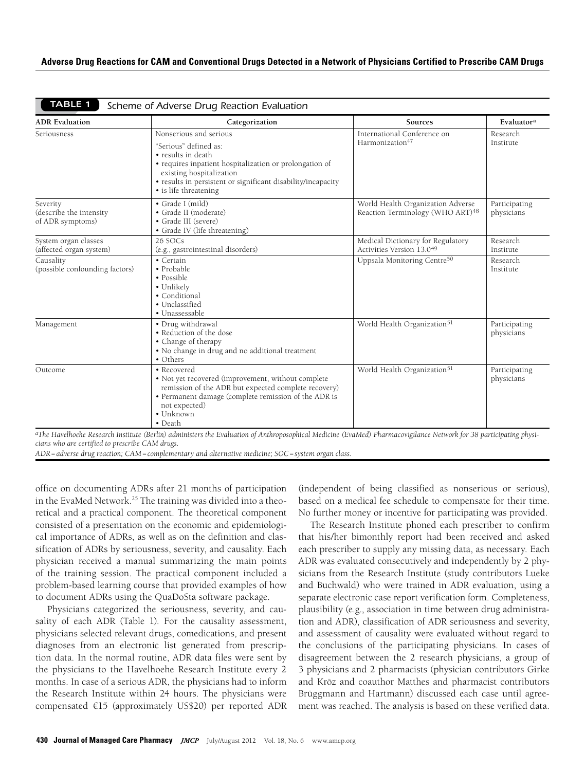**TABLE 1** *Scheme of Adverse Drug Reaction Evaluation*

| ADR Evaluation | Categorization | Sources | Evaluator[a] |
|---|---|---|---|
| Seriousness | Nonserious and serious<br>"Serious" defined as:<br>• results in death<br>• requires inpatient hospitalization or prolongation of existing hospitalization<br>• results in persistent or significant disability/incapacity<br>• is life threatening | International Conference on Harmonization[47] | Research Institute |
| Severity (describe the intensity of ADR symptoms) | • Grade I (mild)<br>• Grade II (moderate)<br>• Grade III (severe)<br>• Grade IV (life threatening) | World Health Organization Adverse Reaction Terminology (WHO ART)[48] | Participating physicians |
| System organ classes (affected organ system) | 26 SOCs<br>(e.g., gastrointestinal disorders) | Medical Dictionary for Regulatory Activities Version 13.0[49] | Research Institute |
| Causality (possible confounding factors) | • Certain<br>• Probable<br>• Possible<br>• Unlikely<br>• Conditional<br>• Unclassified<br>• Unassessable | Uppsala Monitoring Centre[50] | Research Institute |
| Management | • Drug withdrawal<br>• Reduction of the dose<br>• Change of therapy<br>• No change in drug and no additional treatment<br>• Others | World Health Organization[51] | Participating physicians |
| Outcome | • Recovered<br>• Not yet recovered (improvement, without complete remission of the ADR but expected complete recovery)<br>• Permanent damage (complete remission of the ADR is not expected)<br>• Unknown<br>• Death | World Health Organization[51] | Participating physicians |

*[a]The Havelhoehe Research Institute (Berlin) administers the Evaluation of Anthroposophical Medicine (EvaMed) Pharmacovigilance Network for 38 participating physicians who are certified to prescribe CAM drugs.*

*ADR = adverse drug reaction; CAM = complementary and alternative medicine; SOC = system organ class.*

office on documenting ADRs after 21 months of participation in the EvaMed Network.[25] The training was divided into a theoretical and a practical component. The theoretical component consisted of a presentation on the economic and epidemiological importance of ADRs, as well as on the definition and classification of ADRs by seriousness, severity, and causality. Each physician received a manual summarizing the main points of the training session. The practical component included a problem-based learning course that provided examples of how to document ADRs using the QuaDoSta software package.

Physicians categorized the seriousness, severity, and causality of each ADR (Table 1). For the causality assessment, physicians selected relevant drugs, comedications, and present diagnoses from an electronic list generated from prescription data. In the normal routine, ADR data files were sent by the physicians to the Havelhoehe Research Institute every 2 months. In case of a serious ADR, the physicians had to inform the Research Institute within 24 hours. The physicians were compensated €15 (approximately US$20) per reported ADR (independent of being classified as nonserious or serious), based on a medical fee schedule to compensate for their time. No further money or incentive for participating was provided.

The Research Institute phoned each prescriber to confirm that his/her bimonthly report had been received and asked each prescriber to supply any missing data, as necessary. Each ADR was evaluated consecutively and independently by 2 physicians from the Research Institute (study contributors Lueke and Buchwald) who were trained in ADR evaluation, using a separate electronic case report verification form. Completeness, plausibility (e.g., association in time between drug administration and ADR), classification of ADR seriousness and severity, and assessment of causality were evaluated without regard to the conclusions of the participating physicians. In cases of disagreement between the 2 research physicians, a group of 3 physicians and 2 pharmacists (physician contributors Girke and Kröz and coauthor Matthes and pharmacist contributors Brüggmann and Hartmann) discussed each case until agreement was reached. The analysis is based on these verified data.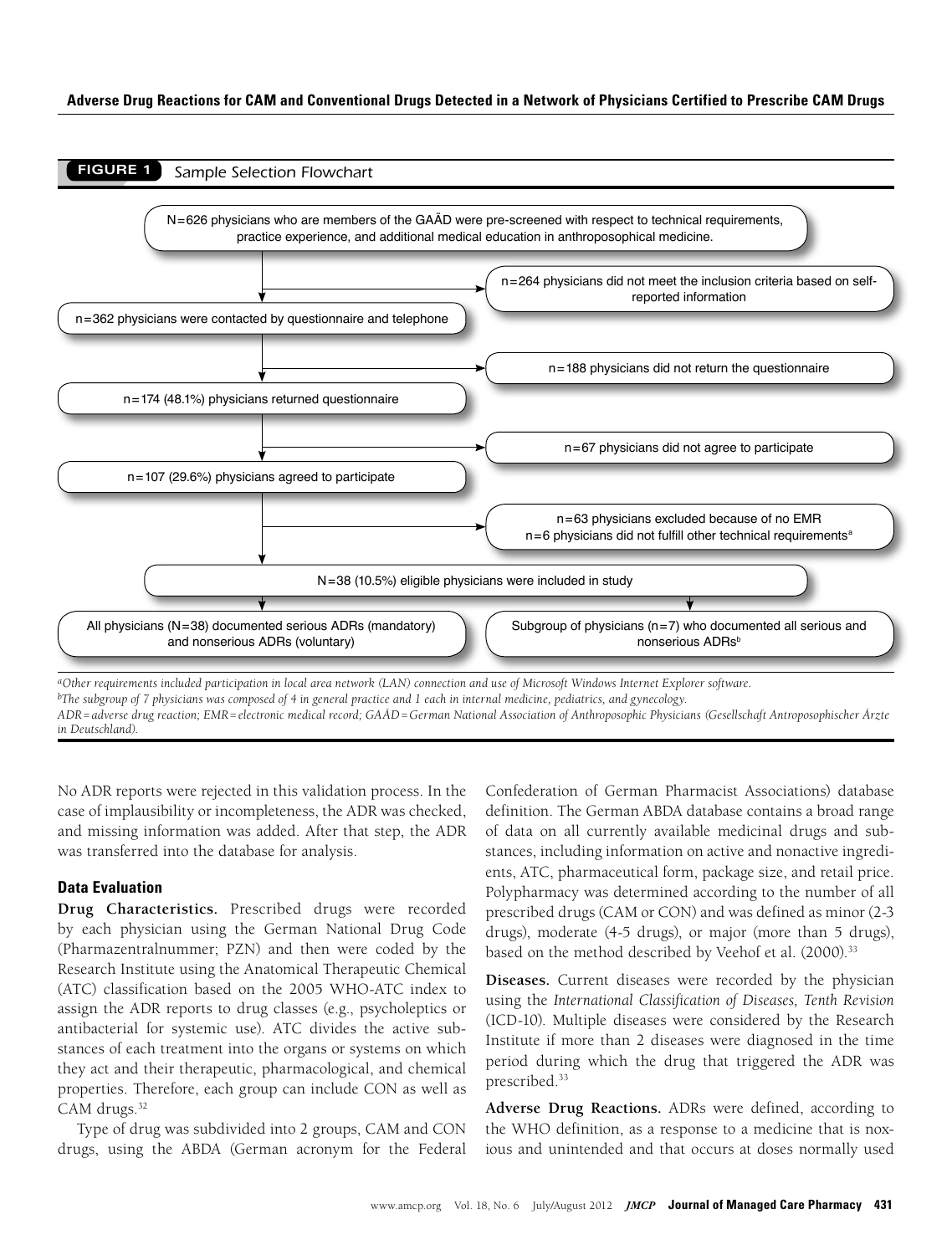**FIGURE 1** *Sample Selection Flowchart*

N=626 physicians who are members of the GAÄD were pre-screened with respect to technical requirements, practice experience, and additional medical education in anthroposophical medicine.

→ n=264 physicians did not meet the inclusion criteria based on self-reported information

n=362 physicians were contacted by questionnaire and telephone

→ n=188 physicians did not return the questionnaire

n=174 (48.1%) physicians returned questionnaire

→ n=67 physicians did not agree to participate

n=107 (29.6%) physicians agreed to participate

→ n=63 physicians excluded because of no EMR
n=6 physicians did not fulfill other technical requirements[a]

N=38 (10.5%) eligible physicians were included in study

All physicians (N=38) documented serious ADRs (mandatory) and nonserious ADRs (voluntary)

Subgroup of physicians (n=7) who documented all serious and nonserious ADRs[b]

[a]Other requirements included participation in local area network (LAN) connection and use of Microsoft Windows Internet Explorer software.
[b]The subgroup of 7 physicians was composed of 4 in general practice and 1 each in internal medicine, pediatrics, and gynecology.
ADR = adverse drug reaction; EMR = electronic medical record; GAÄD = German National Association of Anthroposophic Physicians (Gesellschaft Antroposophischer Ärzte in Deutschland).

No ADR reports were rejected in this validation process. In the case of implausibility or incompleteness, the ADR was checked, and missing information was added. After that step, the ADR was transferred into the database for analysis.

### Data Evaluation

**Drug Characteristics.** Prescribed drugs were recorded by each physician using the German National Drug Code (Pharmazentralnummer; PZN) and then were coded by the Research Institute using the Anatomical Therapeutic Chemical (ATC) classification based on the 2005 WHO-ATC index to assign the ADR reports to drug classes (e.g., psycholeptics or antibacterial for systemic use). ATC divides the active substances of each treatment into the organs or systems on which they act and their therapeutic, pharmacological, and chemical properties. Therefore, each group can include CON as well as CAM drugs.[32]

Type of drug was subdivided into 2 groups, CAM and CON drugs, using the ABDA (German acronym for the Federal Confederation of German Pharmacist Associations) database definition. The German ABDA database contains a broad range of data on all currently available medicinal drugs and substances, including information on active and nonactive ingredients, ATC, pharmaceutical form, package size, and retail price. Polypharmacy was determined according to the number of all prescribed drugs (CAM or CON) and was defined as minor (2-3 drugs), moderate (4-5 drugs), or major (more than 5 drugs), based on the method described by Veehof et al. (2000).[33]

**Diseases.** Current diseases were recorded by the physician using the *International Classification of Diseases, Tenth Revision* (ICD-10). Multiple diseases were considered by the Research Institute if more than 2 diseases were diagnosed in the time period during which the drug that triggered the ADR was prescribed.[33]

**Adverse Drug Reactions.** ADRs were defined, according to the WHO definition, as a response to a medicine that is noxious and unintended and that occurs at doses normally used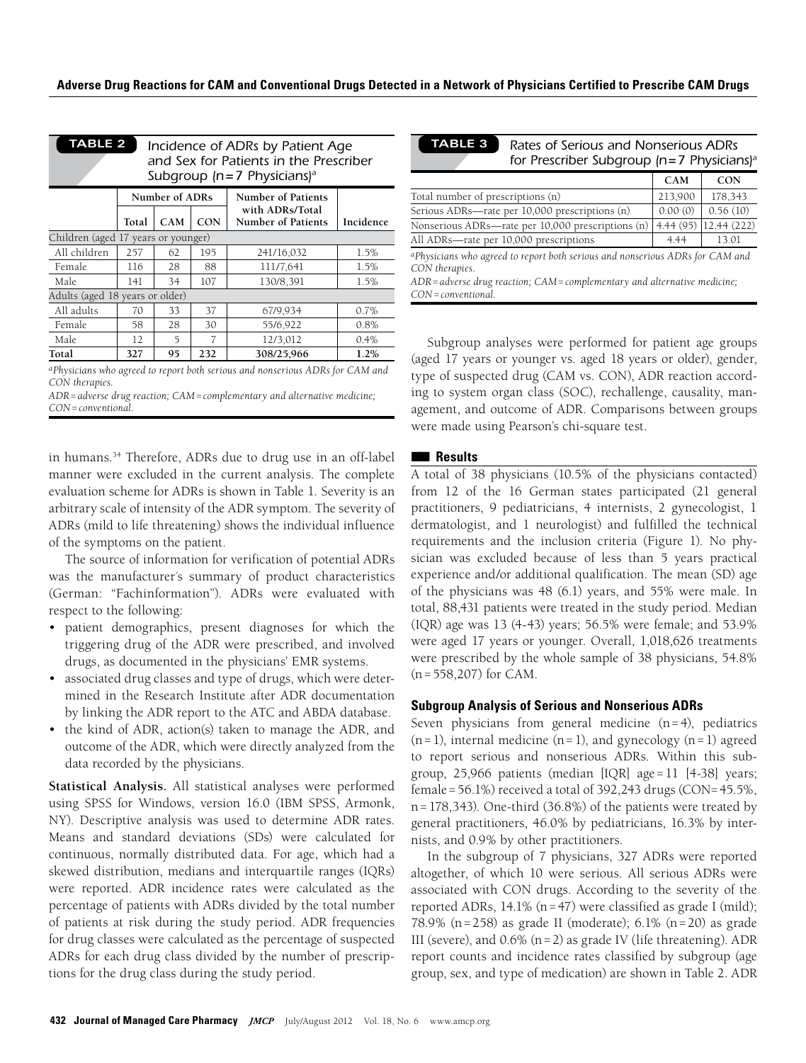**TABLE 2** Incidence of ADRs by Patient Age and Sex for Patients in the Prescriber Subgroup (n=7 Physicians)[a]

| | Number of ADRs | | | Number of Patients with ADRs/Total Number of Patients | Incidence |
|---|---|---|---|---|---|
| | Total | CAM | CON | | |
| Children (aged 17 years or younger) | | | | | |
| All children | 257 | 62 | 195 | 241/16,032 | 1.5% |
| Female | 116 | 28 | 88 | 111/7,641 | 1.5% |
| Male | 141 | 34 | 107 | 130/8,391 | 1.5% |
| Adults (aged 18 years or older) | | | | | |
| All adults | 70 | 33 | 37 | 67/9,934 | 0.7% |
| Female | 58 | 28 | 30 | 55/6,922 | 0.8% |
| Male | 12 | 5 | 7 | 12/3,012 | 0.4% |
| **Total** | **327** | **95** | **232** | **308/25,966** | **1.2%** |

[a]Physicians who agreed to report both serious and nonserious ADRs for CAM and CON therapies.

ADR = adverse drug reaction; CAM = complementary and alternative medicine; CON = conventional.

**TABLE 3** Rates of Serious and Nonserious ADRs for Prescriber Subgroup (n=7 Physicians)[a]

| | CAM | CON |
|---|---|---|
| Total number of prescriptions (n) | 213,900 | 178,343 |
| Serious ADRs—rate per 10,000 prescriptions (n) | 0.00 (0) | 0.56 (10) |
| Nonserious ADRs—rate per 10,000 prescriptions (n) | 4.44 (95) | 12.44 (222) |
| All ADRs—rate per 10,000 prescriptions | 4.44 | 13.01 |

[a]Physicians who agreed to report both serious and nonserious ADRs for CAM and CON therapies.

ADR = adverse drug reaction; CAM = complementary and alternative medicine; CON = conventional.

in humans.[34] Therefore, ADRs due to drug use in an off-label manner were excluded in the current analysis. The complete evaluation scheme for ADRs is shown in Table 1. Severity is an arbitrary scale of intensity of the ADR symptom. The severity of ADRs (mild to life threatening) shows the individual influence of the symptoms on the patient.

The source of information for verification of potential ADRs was the manufacturer´s summary of product characteristics (German: "Fachinformation"). ADRs were evaluated with respect to the following:

- patient demographics, present diagnoses for which the triggering drug of the ADR were prescribed, and involved drugs, as documented in the physicians' EMR systems.
- associated drug classes and type of drugs, which were determined in the Research Institute after ADR documentation by linking the ADR report to the ATC and ABDA database.
- the kind of ADR, action(s) taken to manage the ADR, and outcome of the ADR, which were directly analyzed from the data recorded by the physicians.

**Statistical Analysis.** All statistical analyses were performed using SPSS for Windows, version 16.0 (IBM SPSS, Armonk, NY). Descriptive analysis was used to determine ADR rates. Means and standard deviations (SDs) were calculated for continuous, normally distributed data. For age, which had a skewed distribution, medians and interquartile ranges (IQRs) were reported. ADR incidence rates were calculated as the percentage of patients with ADRs divided by the total number of patients at risk during the study period. ADR frequencies for drug classes were calculated as the percentage of suspected ADRs for each drug class divided by the number of prescriptions for the drug class during the study period.

Subgroup analyses were performed for patient age groups (aged 17 years or younger vs. aged 18 years or older), gender, type of suspected drug (CAM vs. CON), ADR reaction according to system organ class (SOC), rechallenge, causality, management, and outcome of ADR. Comparisons between groups were made using Pearson's chi-square test.

## Results

A total of 38 physicians (10.5% of the physicians contacted) from 12 of the 16 German states participated (21 general practitioners, 9 pediatricians, 4 internists, 2 gynecologist, 1 dermatologist, and 1 neurologist) and fulfilled the technical requirements and the inclusion criteria (Figure 1). No physician was excluded because of less than 5 years practical experience and/or additional qualification. The mean (SD) age of the physicians was 48 (6.1) years, and 55% were male. In total, 88,431 patients were treated in the study period. Median (IQR) age was 13 (4-43) years; 56.5% were female; and 53.9% were aged 17 years or younger. Overall, 1,018,626 treatments were prescribed by the whole sample of 38 physicians, 54.8% (n = 558,207) for CAM.

### Subgroup Analysis of Serious and Nonserious ADRs

Seven physicians from general medicine (n = 4), pediatrics (n = 1), internal medicine (n = 1), and gynecology (n = 1) agreed to report serious and nonserious ADRs. Within this subgroup, 25,966 patients (median [IQR] age = 11 [4-38] years; female = 56.1%) received a total of 392,243 drugs (CON = 45.5%, n = 178,343). One-third (36.8%) of the patients were treated by general practitioners, 46.0% by pediatricians, 16.3% by internists, and 0.9% by other practitioners.

In the subgroup of 7 physicians, 327 ADRs were reported altogether, of which 10 were serious. All serious ADRs were associated with CON drugs. According to the severity of the reported ADRs, 14.1% (n = 47) were classified as grade I (mild); 78.9% (n = 258) as grade II (moderate); 6.1% (n = 20) as grade III (severe), and 0.6% (n = 2) as grade IV (life threatening). ADR report counts and incidence rates classified by subgroup (age group, sex, and type of medication) are shown in Table 2. ADR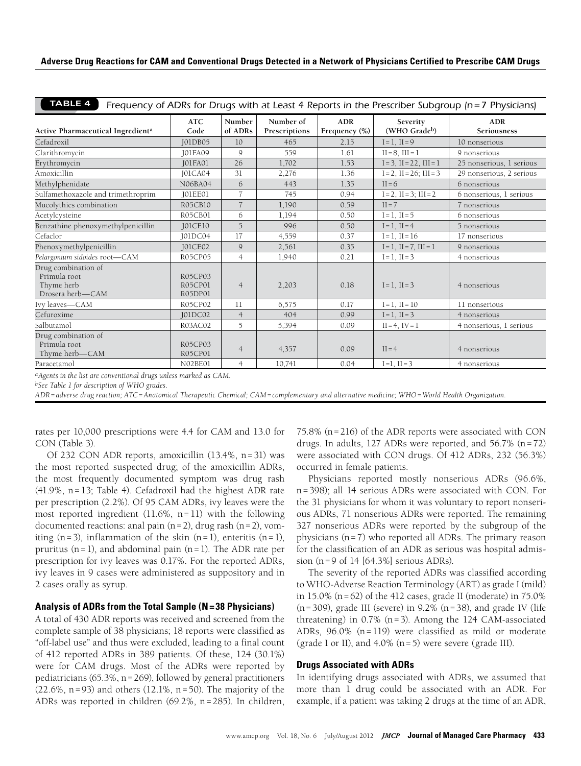**TABLE 4** Frequency of ADRs for Drugs with at Least 4 Reports in the Prescriber Subgroup (n=7 Physicians)

| Active Pharmaceutical Ingredient[a] | ATC Code | Number of ADRs | Number of Prescriptions | ADR Frequency (%) | Severity (WHO Grade[b]) | ADR Seriousness |
|---|---|---|---|---|---|---|
| Cefadroxil | J01DB05 | 10 | 465 | 2.15 | I = 1, II = 9 | 10 nonserious |
| Clarithromycin | J01FA09 | 9 | 559 | 1.61 | II = 8, III = 1 | 9 nonserious |
| Erythromycin | J01FA01 | 26 | 1,702 | 1.53 | I = 3, II = 22, III = 1 | 25 nonserious, 1 serious |
| Amoxicillin | J01CA04 | 31 | 2,276 | 1.36 | I = 2, II = 26; III = 3 | 29 nonserious, 2 serious |
| Methylphenidate | N06BA04 | 6 | 443 | 1.35 | II = 6 | 6 nonserious |
| Sulfamethoxazole and trimethroprim | J01EE01 | 7 | 745 | 0.94 | I = 2, II = 3; III = 2 | 6 nonserious, 1 serious |
| Mucolythics combination | R05CB10 | 7 | 1,190 | 0.59 | II = 7 | 7 nonserious |
| Acetylcysteine | R05CB01 | 6 | 1,194 | 0.50 | I = 1, II = 5 | 6 nonserious |
| Benzathine phenoxymethylpenicillin | J01CE10 | 5 | 996 | 0.50 | I = 1, II = 4 | 5 nonserious |
| Cefaclor | J01DC04 | 17 | 4,559 | 0.37 | I = 1, II = 16 | 17 nonserious |
| Phenoxymethylpenicillin | J01CE02 | 9 | 2,561 | 0.35 | I = 1, II = 7, III = 1 | 9 nonserious |
| *Pelargonium sidoides* root—CAM | R05CP05 | 4 | 1,940 | 0.21 | I = 1, II = 3 | 4 nonserious |
| Drug combination of Primula root Thyme herb Drosera herb—CAM | R05CP03 R05CP01 R05DP01 | 4 | 2,203 | 0.18 | I = 1, II = 3 | 4 nonserious |
| Ivy leaves—CAM | R05CP02 | 11 | 6,575 | 0.17 | I = 1, II = 10 | 11 nonserious |
| Cefuroxime | J01DC02 | 4 | 404 | 0.99 | I = 1, II = 3 | 4 nonserious |
| Salbutamol | R03AC02 | 5 | 5,394 | 0.09 | II = 4, IV = 1 | 4 nonserious, 1 serious |
| Drug combination of Primula root Thyme herb—CAM | R05CP03 R05CP01 | 4 | 4,357 | 0.09 | II = 4 | 4 nonserious |
| Paracetamol | N02BE01 | 4 | 10,741 | 0.04 | I=1, II = 3 | 4 nonserious |

[a]*Agents in the list are conventional drugs unless marked as CAM.*
[b]*See Table 1 for description of WHO grades.*
*ADR = adverse drug reaction; ATC = Anatomical Therapeutic Chemical; CAM = complementary and alternative medicine; WHO = World Health Organization.*

rates per 10,000 prescriptions were 4.4 for CAM and 13.0 for CON (Table 3).

Of 232 CON ADR reports, amoxicillin (13.4%, n = 31) was the most reported suspected drug; of the amoxicillin ADRs, the most frequently documented symptom was drug rash (41.9%, n = 13; Table 4). Cefadroxil had the highest ADR rate per prescription (2.2%). Of 95 CAM ADRs, ivy leaves were the most reported ingredient (11.6%, n = 11) with the following documented reactions: anal pain (n = 2), drug rash (n = 2), vomiting (n = 3), inflammation of the skin (n = 1), enteritis (n = 1), pruritus (n = 1), and abdominal pain (n = 1). The ADR rate per prescription for ivy leaves was 0.17%. For the reported ADRs, ivy leaves in 9 cases were administered as suppository and in 2 cases orally as syrup.

### Analysis of ADRs from the Total Sample (N = 38 Physicians)

A total of 430 ADR reports was received and screened from the complete sample of 38 physicians; 18 reports were classified as "off-label use" and thus were excluded, leading to a final count of 412 reported ADRs in 389 patients. Of these, 124 (30.1%) were for CAM drugs. Most of the ADRs were reported by pediatricians (65.3%, n = 269), followed by general practitioners (22.6%, n = 93) and others (12.1%, n = 50). The majority of the ADRs was reported in children (69.2%, n = 285). In children, 75.8% (n = 216) of the ADR reports were associated with CON drugs. In adults, 127 ADRs were reported, and 56.7% (n = 72) were associated with CON drugs. Of 412 ADRs, 232 (56.3%) occurred in female patients.

Physicians reported mostly nonserious ADRs (96.6%, n = 398); all 14 serious ADRs were associated with CON. For the 31 physicians for whom it was voluntary to report nonserious ADRs, 71 nonserious ADRs were reported. The remaining 327 nonserious ADRs were reported by the subgroup of the physicians (n = 7) who reported all ADRs. The primary reason for the classification of an ADR as serious was hospital admission (n = 9 of 14 [64.3%] serious ADRs).

The severity of the reported ADRs was classified according to WHO-Adverse Reaction Terminology (ART) as grade I (mild) in 15.0% (n = 62) of the 412 cases, grade II (moderate) in 75.0% (n = 309), grade III (severe) in 9.2% (n = 38), and grade IV (life threatening) in 0.7% (n = 3). Among the 124 CAM-associated ADRs, 96.0% (n = 119) were classified as mild or moderate (grade I or II), and 4.0% (n = 5) were severe (grade III).

### Drugs Associated with ADRs

In identifying drugs associated with ADRs, we assumed that more than 1 drug could be associated with an ADR. For example, if a patient was taking 2 drugs at the time of an ADR,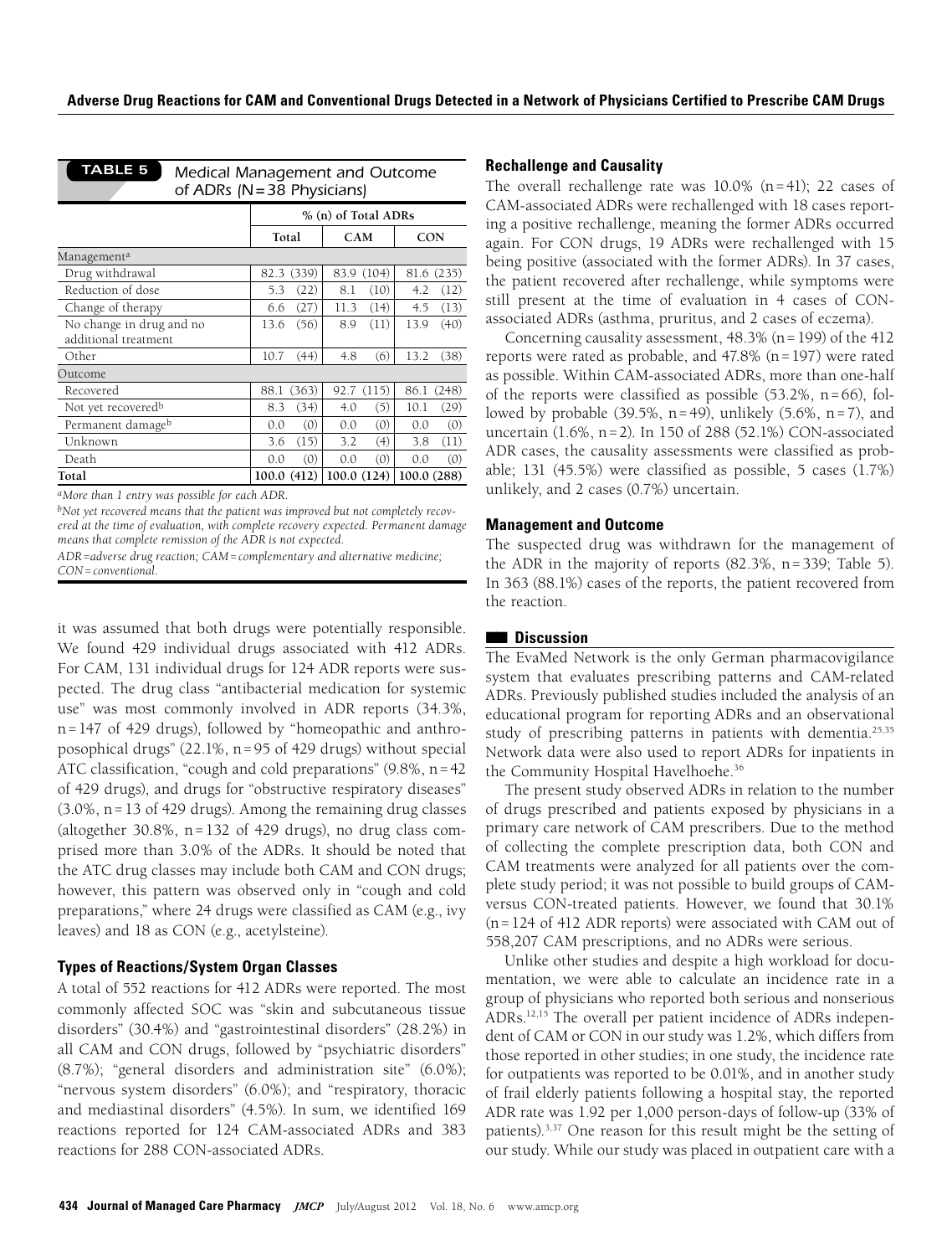**TABLE 5** Medical Management and Outcome of ADRs (N=38 Physicians)

| | % (n) of Total ADRs | | |
|---|---|---|---|
| | Total | CAM | CON |
| Management[a] | | | |
| Drug withdrawal | 82.3 (339) | 83.9 (104) | 81.6 (235) |
| Reduction of dose | 5.3 (22) | 8.1 (10) | 4.2 (12) |
| Change of therapy | 6.6 (27) | 11.3 (14) | 4.5 (13) |
| No change in drug and no additional treatment | 13.6 (56) | 8.9 (11) | 13.9 (40) |
| Other | 10.7 (44) | 4.8 (6) | 13.2 (38) |
| Outcome | | | |
| Recovered | 88.1 (363) | 92.7 (115) | 86.1 (248) |
| Not yet recovered[b] | 8.3 (34) | 4.0 (5) | 10.1 (29) |
| Permanent damage[b] | 0.0 (0) | 0.0 (0) | 0.0 (0) |
| Unknown | 3.6 (15) | 3.2 (4) | 3.8 (11) |
| Death | 0.0 (0) | 0.0 (0) | 0.0 (0) |
| Total | 100.0 (412) | 100.0 (124) | 100.0 (288) |

[a]*More than 1 entry was possible for each ADR.*

[b]*Not yet recovered means that the patient was improved but not completely recovered at the time of evaluation, with complete recovery expected. Permanent damage means that complete remission of the ADR is not expected.*

*ADR=adverse drug reaction; CAM=complementary and alternative medicine; CON=conventional.*

it was assumed that both drugs were potentially responsible. We found 429 individual drugs associated with 412 ADRs. For CAM, 131 individual drugs for 124 ADR reports were suspected. The drug class "antibacterial medication for systemic use" was most commonly involved in ADR reports (34.3%, n=147 of 429 drugs), followed by "homeopathic and anthroposophical drugs" (22.1%, n=95 of 429 drugs) without special ATC classification, "cough and cold preparations" (9.8%, n=42 of 429 drugs), and drugs for "obstructive respiratory diseases" (3.0%, n=13 of 429 drugs). Among the remaining drug classes (altogether 30.8%, n=132 of 429 drugs), no drug class comprised more than 3.0% of the ADRs. It should be noted that the ATC drug classes may include both CAM and CON drugs; however, this pattern was observed only in "cough and cold preparations," where 24 drugs were classified as CAM (e.g., ivy leaves) and 18 as CON (e.g., acetylsteine).

### Types of Reactions/System Organ Classes

A total of 552 reactions for 412 ADRs were reported. The most commonly affected SOC was "skin and subcutaneous tissue disorders" (30.4%) and "gastrointestinal disorders" (28.2%) in all CAM and CON drugs, followed by "psychiatric disorders" (8.7%); "general disorders and administration site" (6.0%); "nervous system disorders" (6.0%); and "respiratory, thoracic and mediastinal disorders" (4.5%). In sum, we identified 169 reactions reported for 124 CAM-associated ADRs and 383 reactions for 288 CON-associated ADRs.

### Rechallenge and Causality

The overall rechallenge rate was 10.0% (n=41); 22 cases of CAM-associated ADRs were rechallenged with 18 cases reporting a positive rechallenge, meaning the former ADRs occurred again. For CON drugs, 19 ADRs were rechallenged with 15 being positive (associated with the former ADRs). In 37 cases, the patient recovered after rechallenge, while symptoms were still present at the time of evaluation in 4 cases of CON-associated ADRs (asthma, pruritus, and 2 cases of eczema).

Concerning causality assessment, 48.3% (n=199) of the 412 reports were rated as probable, and 47.8% (n=197) were rated as possible. Within CAM-associated ADRs, more than one-half of the reports were classified as possible (53.2%, n=66), followed by probable (39.5%, n=49), unlikely (5.6%, n=7), and uncertain (1.6%, n=2). In 150 of 288 (52.1%) CON-associated ADR cases, the causality assessments were classified as probable; 131 (45.5%) were classified as possible, 5 cases (1.7%) unlikely, and 2 cases (0.7%) uncertain.

### Management and Outcome

The suspected drug was withdrawn for the management of the ADR in the majority of reports (82.3%, n=339; Table 5). In 363 (88.1%) cases of the reports, the patient recovered from the reaction.

## Discussion

The EvaMed Network is the only German pharmacovigilance system that evaluates prescribing patterns and CAM-related ADRs. Previously published studies included the analysis of an educational program for reporting ADRs and an observational study of prescribing patterns in patients with dementia.[25,35] Network data were also used to report ADRs for inpatients in the Community Hospital Havelhoehe.[36]

The present study observed ADRs in relation to the number of drugs prescribed and patients exposed by physicians in a primary care network of CAM prescribers. Due to the method of collecting the complete prescription data, both CON and CAM treatments were analyzed for all patients over the complete study period; it was not possible to build groups of CAM- versus CON-treated patients. However, we found that 30.1% (n=124 of 412 ADR reports) were associated with CAM out of 558,207 CAM prescriptions, and no ADRs were serious.

Unlike other studies and despite a high workload for documentation, we were able to calculate an incidence rate in a group of physicians who reported both serious and nonserious ADRs.[12,15] The overall per patient incidence of ADRs independent of CAM or CON in our study was 1.2%, which differs from those reported in other studies; in one study, the incidence rate for outpatients was reported to be 0.01%, and in another study of frail elderly patients following a hospital stay, the reported ADR rate was 1.92 per 1,000 person-days of follow-up (33% of patients).[3,37] One reason for this result might be the setting of our study. While our study was placed in outpatient care with a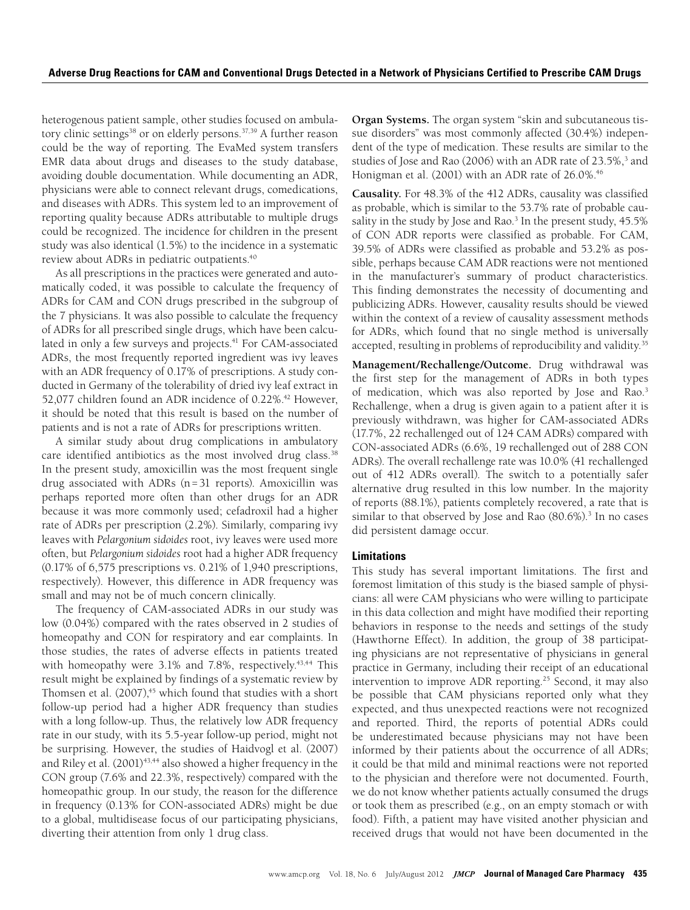heterogenous patient sample, other studies focused on ambulatory clinic settings[38] or on elderly persons.[37,39] A further reason could be the way of reporting. The EvaMed system transfers EMR data about drugs and diseases to the study database, avoiding double documentation. While documenting an ADR, physicians were able to connect relevant drugs, comedications, and diseases with ADRs. This system led to an improvement of reporting quality because ADRs attributable to multiple drugs could be recognized. The incidence for children in the present study was also identical (1.5%) to the incidence in a systematic review about ADRs in pediatric outpatients.[40]

As all prescriptions in the practices were generated and automatically coded, it was possible to calculate the frequency of ADRs for CAM and CON drugs prescribed in the subgroup of the 7 physicians. It was also possible to calculate the frequency of ADRs for all prescribed single drugs, which have been calculated in only a few surveys and projects.[41] For CAM-associated ADRs, the most frequently reported ingredient was ivy leaves with an ADR frequency of 0.17% of prescriptions. A study conducted in Germany of the tolerability of dried ivy leaf extract in 52,077 children found an ADR incidence of 0.22%.[42] However, it should be noted that this result is based on the number of patients and is not a rate of ADRs for prescriptions written.

A similar study about drug complications in ambulatory care identified antibiotics as the most involved drug class.[38] In the present study, amoxicillin was the most frequent single drug associated with ADRs (n = 31 reports). Amoxicillin was perhaps reported more often than other drugs for an ADR because it was more commonly used; cefadroxil had a higher rate of ADRs per prescription (2.2%). Similarly, comparing ivy leaves with *Pelargonium sidoides* root, ivy leaves were used more often, but *Pelargonium sidoides* root had a higher ADR frequency (0.17% of 6,575 prescriptions vs. 0.21% of 1,940 prescriptions, respectively). However, this difference in ADR frequency was small and may not be of much concern clinically.

The frequency of CAM-associated ADRs in our study was low (0.04%) compared with the rates observed in 2 studies of homeopathy and CON for respiratory and ear complaints. In those studies, the rates of adverse effects in patients treated with homeopathy were 3.1% and 7.8%, respectively.[43,44] This result might be explained by findings of a systematic review by Thomsen et al. (2007),[45] which found that studies with a short follow-up period had a higher ADR frequency than studies with a long follow-up. Thus, the relatively low ADR frequency rate in our study, with its 5.5-year follow-up period, might not be surprising. However, the studies of Haidvogl et al. (2007) and Riley et al. (2001)[43,44] also showed a higher frequency in the CON group (7.6% and 22.3%, respectively) compared with the homeopathic group. In our study, the reason for the difference in frequency (0.13% for CON-associated ADRs) might be due to a global, multidisease focus of our participating physicians, diverting their attention from only 1 drug class.

**Organ Systems.** The organ system "skin and subcutaneous tissue disorders" was most commonly affected (30.4%) independent of the type of medication. These results are similar to the studies of Jose and Rao (2006) with an ADR rate of 23.5%,[3] and Honigman et al. (2001) with an ADR rate of 26.0%.[46]

**Causality.** For 48.3% of the 412 ADRs, causality was classified as probable, which is similar to the 53.7% rate of probable causality in the study by Jose and Rao.[3] In the present study, 45.5% of CON ADR reports were classified as probable. For CAM, 39.5% of ADRs were classified as probable and 53.2% as possible, perhaps because CAM ADR reactions were not mentioned in the manufacturer's summary of product characteristics. This finding demonstrates the necessity of documenting and publicizing ADRs. However, causality results should be viewed within the context of a review of causality assessment methods for ADRs, which found that no single method is universally accepted, resulting in problems of reproducibility and validity.[35]

**Management/Rechallenge/Outcome.** Drug withdrawal was the first step for the management of ADRs in both types of medication, which was also reported by Jose and Rao.[3] Rechallenge, when a drug is given again to a patient after it is previously withdrawn, was higher for CAM-associated ADRs (17.7%, 22 rechallenged out of 124 CAM ADRs) compared with CON-associated ADRs (6.6%, 19 rechallenged out of 288 CON ADRs). The overall rechallenge rate was 10.0% (41 rechallenged out of 412 ADRs overall). The switch to a potentially safer alternative drug resulted in this low number. In the majority of reports (88.1%), patients completely recovered, a rate that is similar to that observed by Jose and Rao (80.6%).[3] In no cases did persistent damage occur.

### Limitations

This study has several important limitations. The first and foremost limitation of this study is the biased sample of physicians: all were CAM physicians who were willing to participate in this data collection and might have modified their reporting behaviors in response to the needs and settings of the study (Hawthorne Effect). In addition, the group of 38 participating physicians are not representative of physicians in general practice in Germany, including their receipt of an educational intervention to improve ADR reporting.[25] Second, it may also be possible that CAM physicians reported only what they expected, and thus unexpected reactions were not recognized and reported. Third, the reports of potential ADRs could be underestimated because physicians may not have been informed by their patients about the occurrence of all ADRs; it could be that mild and minimal reactions were not reported to the physician and therefore were not documented. Fourth, we do not know whether patients actually consumed the drugs or took them as prescribed (e.g., on an empty stomach or with food). Fifth, a patient may have visited another physician and received drugs that would not have been documented in the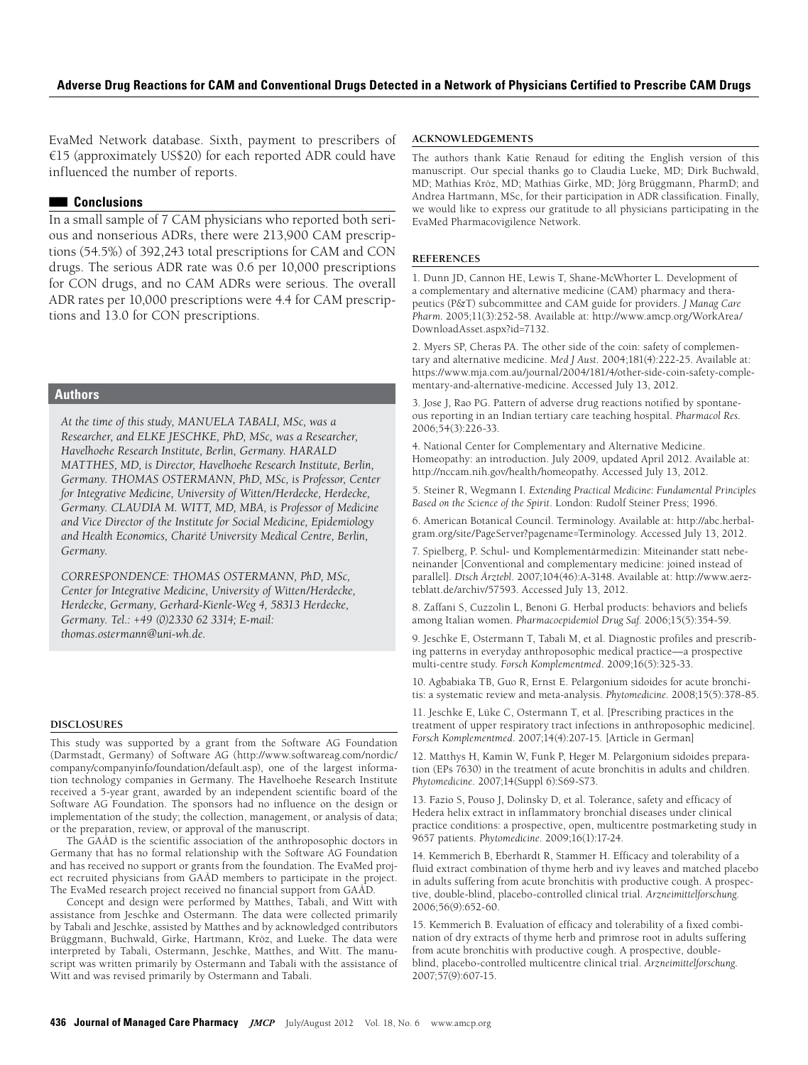EvaMed Network database. Sixth, payment to prescribers of €15 (approximately US$20) for each reported ADR could have influenced the number of reports.

## Conclusions

In a small sample of 7 CAM physicians who reported both serious and nonserious ADRs, there were 213,900 CAM prescriptions (54.5%) of 392,243 total prescriptions for CAM and CON drugs. The serious ADR rate was 0.6 per 10,000 prescriptions for CON drugs, and no CAM ADRs were serious. The overall ADR rates per 10,000 prescriptions were 4.4 for CAM prescriptions and 13.0 for CON prescriptions.

## Authors

*At the time of this study, MANUELA TABALI, MSc, was a Researcher, and ELKE JESCHKE, PhD, MSc, was a Researcher, Havelhoehe Research Institute, Berlin, Germany. HARALD MATTHES, MD, is Director, Havelhoehe Research Institute, Berlin, Germany. THOMAS OSTERMANN, PhD, MSc, is Professor, Center for Integrative Medicine, University of Witten/Herdecke, Herdecke, Germany. CLAUDIA M. WITT, MD, MBA, is Professor of Medicine and Vice Director of the Institute for Social Medicine, Epidemiology and Health Economics, Charité University Medical Centre, Berlin, Germany.*

*CORRESPONDENCE: THOMAS OSTERMANN, PhD, MSc, Center for Integrative Medicine, University of Witten/Herdecke, Herdecke, Germany, Gerhard-Kienle-Weg 4, 58313 Herdecke, Germany. Tel.: +49 (0)2330 62 3314; E-mail: thomas.ostermann@uni-wh.de.*

### DISCLOSURES

This study was supported by a grant from the Software AG Foundation (Darmstadt, Germany) of Software AG (http://www.softwareag.com/nordic/company/companyinfo/foundation/default.asp), one of the largest information technology companies in Germany. The Havelhoehe Research Institute received a 5-year grant, awarded by an independent scientific board of the Software AG Foundation. The sponsors had no influence on the design or implementation of the study; the collection, management, or analysis of data; or the preparation, review, or approval of the manuscript.

The GAÄD is the scientific association of the anthroposophic doctors in Germany that has no formal relationship with the Software AG Foundation and has received no support or grants from the foundation. The EvaMed project recruited physicians from GAÄD members to participate in the project. The EvaMed research project received no financial support from GAÄD.

Concept and design were performed by Matthes, Tabali, and Witt with assistance from Jeschke and Ostermann. The data were collected primarily by Tabali and Jeschke, assisted by Matthes and by acknowledged contributors Brüggmann, Buchwald, Girke, Hartmann, Kröz, and Lueke. The data were interpreted by Tabali, Ostermann, Jeschke, Matthes, and Witt. The manuscript was written primarily by Ostermann and Tabali with the assistance of Witt and was revised primarily by Ostermann and Tabali.

### ACKNOWLEDGEMENTS

The authors thank Katie Renaud for editing the English version of this manuscript. Our special thanks go to Claudia Lueke, MD; Dirk Buchwald, MD; Mathias Kröz, MD; Mathias Girke, MD; Jörg Brüggmann, PharmD; and Andrea Hartmann, MSc, for their participation in ADR classification. Finally, we would like to express our gratitude to all physicians participating in the EvaMed Pharmacovigilence Network.

### REFERENCES

1. Dunn JD, Cannon HE, Lewis T, Shane-McWhorter L. Development of a complementary and alternative medicine (CAM) pharmacy and therapeutics (P&T) subcommittee and CAM guide for providers. *J Manag Care Pharm.* 2005;11(3):252-58. Available at: http://www.amcp.org/WorkArea/DownloadAsset.aspx?id=7132.

2. Myers SP, Cheras PA. The other side of the coin: safety of complementary and alternative medicine. *Med J Aust.* 2004;181(4):222-25. Available at: https://www.mja.com.au/journal/2004/181/4/other-side-coin-safety-complementary-and-alternative-medicine. Accessed July 13, 2012.

3. Jose J, Rao PG. Pattern of adverse drug reactions notified by spontaneous reporting in an Indian tertiary care teaching hospital. *Pharmacol Res.* 2006;54(3):226-33.

4. National Center for Complementary and Alternative Medicine. Homeopathy: an introduction. July 2009, updated April 2012. Available at: http://nccam.nih.gov/health/homeopathy. Accessed July 13, 2012.

5. Steiner R, Wegmann I. *Extending Practical Medicine: Fundamental Principles Based on the Science of the Spirit.* London: Rudolf Steiner Press; 1996.

6. American Botanical Council. Terminology. Available at: http://abc.herbalgram.org/site/PageServer?pagename=Terminology. Accessed July 13, 2012.

7. Spielberg, P. Schul- und Komplementärmedizin: Miteinander statt nebeneinander [Conventional and complementary medicine: joined instead of parallel]. *Dtsch Ärztebl.* 2007;104(46):A-3148. Available at: http://www.aerzteblatt.de/archiv/57593. Accessed July 13, 2012.

8. Zaffani S, Cuzzolin L, Benoni G. Herbal products: behaviors and beliefs among Italian women. *Pharmacoepidemiol Drug Saf.* 2006;15(5):354-59.

9. Jeschke E, Ostermann T, Tabali M, et al. Diagnostic profiles and prescribing patterns in everyday anthroposophic medical practice—a prospective multi-centre study. *Forsch Komplementmed.* 2009;16(5):325-33.

10. Agbabiaka TB, Guo R, Ernst E. Pelargonium sidoides for acute bronchitis: a systematic review and meta-analysis. *Phytomedicine.* 2008;15(5):378-85.

11. Jeschke E, Lüke C, Ostermann T, et al. [Prescribing practices in the treatment of upper respiratory tract infections in anthroposophic medicine]. *Forsch Komplementmed.* 2007;14(4):207-15. [Article in German]

12. Matthys H, Kamin W, Funk P, Heger M. Pelargonium sidoides preparation (EPs 7630) in the treatment of acute bronchitis in adults and children. *Phytomedicine.* 2007;14(Suppl 6):S69-S73.

13. Fazio S, Pouso J, Dolinsky D, et al. Tolerance, safety and efficacy of Hedera helix extract in inflammatory bronchial diseases under clinical practice conditions: a prospective, open, multicentre postmarketing study in 9657 patients. *Phytomedicine.* 2009;16(1):17-24.

14. Kemmerich B, Eberhardt R, Stammer H. Efficacy and tolerability of a fluid extract combination of thyme herb and ivy leaves and matched placebo in adults suffering from acute bronchitis with productive cough. A prospective, double-blind, placebo-controlled clinical trial. *Arzneimittelforschung.* 2006;56(9):652-60.

15. Kemmerich B. Evaluation of efficacy and tolerability of a fixed combination of dry extracts of thyme herb and primrose root in adults suffering from acute bronchitis with productive cough. A prospective, double-blind, placebo-controlled multicentre clinical trial. *Arzneimittelforschung.* 2007;57(9):607-15.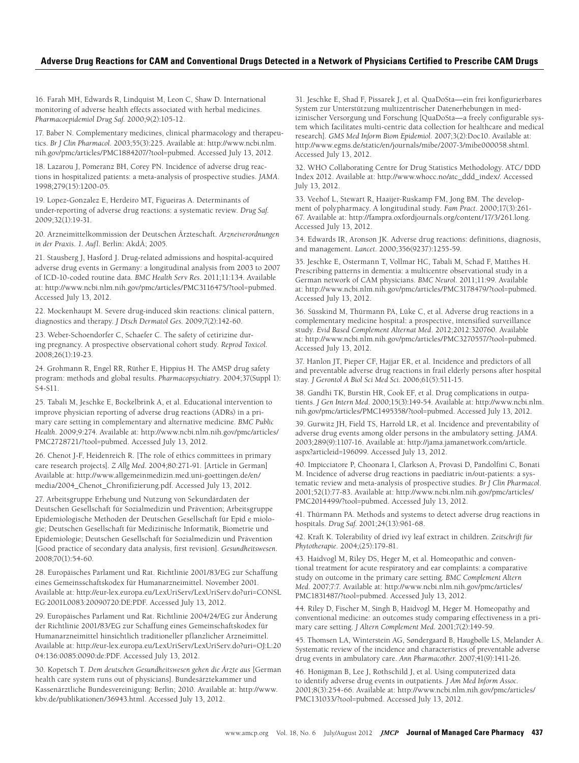16. Farah MH, Edwards R, Lindquist M, Leon C, Shaw D. International monitoring of adverse health effects associated with herbal medicines. *Pharmacoepidemiol Drug Saf.* 2000;9(2):105-12.

17. Baber N. Complementary medicines, clinical pharmacology and therapeutics. *Br J Clin Pharmacol.* 2003;55(3):225. Available at: http://www.ncbi.nlm.nih.gov/pmc/articles/PMC1884207/?tool=pubmed. Accessed July 13, 2012.

18. Lazarou J, Pomeranz BH, Corey PN. Incidence of adverse drug reactions in hospitalized patients: a meta-analysis of prospective studies. *JAMA.* 1998;279(15):1200-05.

19. Lopez-Gonzalez E, Herdeiro MT, Figueiras A. Determinants of under-reporting of adverse drug reactions: a systematic review. *Drug Saf.* 2009;32(1):19-31.

20. Arzneimittelkommission der Deutschen Ärzteschaft. *Arzneiverordnungen in der Praxis. 1. Aufl.* Berlin: AkdÄ; 2005.

21. Stausberg J, Hasford J. Drug-related admissions and hospital-acquired adverse drug events in Germany: a longitudinal analysis from 2003 to 2007 of ICD-10-coded routine data. *BMC Health Serv Res.* 2011;11:134. Available at: http://www.ncbi.nlm.nih.gov/pmc/articles/PMC3116475/?tool=pubmed. Accessed July 13, 2012.

22. Mockenhaupt M. Severe drug-induced skin reactions: clinical pattern, diagnostics and therapy. *J Dtsch Dermatol Ges.* 2009;7(2):142-60.

23. Weber-Schoendorfer C, Schaefer C. The safety of cetirizine during pregnancy. A prospective observational cohort study. *Reprod Toxicol.* 2008;26(1):19-23.

24. Grohmann R, Engel RR, Rüther E, Hippius H. The AMSP drug safety program: methods and global results. *Pharmacopsychiatry.* 2004;37(Suppl 1):S4-S11.

25. Tabali M, Jeschke E, Bockelbrink A, et al. Educational intervention to improve physician reporting of adverse drug reactions (ADRs) in a primary care setting in complementary and alternative medicine. *BMC Public Health.* 2009;9:274. Available at: http://www.ncbi.nlm.nih.gov/pmc/articles/PMC2728721/?tool=pubmed. Accessed July 13, 2012.

26. Chenot J-F, Heidenreich R. [The role of ethics committees in primary care research projects]. *Z Allg Med.* 2004;80:271-91. [Article in German] Available at: http://www.allgemeinmedizin.med.uni-goettingen.de/en/media/2004_Chenot_Chronifizierung.pdf. Accessed July 13, 2012.

27. Arbeitsgruppe Erhebung und Nutzung von Sekundärdaten der Deutschen Gesellschaft für Sozialmedizin und Prävention; Arbeitsgruppe Epidemiologische Methoden der Deutschen Gesellschaft für Epid e miologie; Deutschen Gesellschaft für Medizinische Informatik, Biometrie und Epidemiologie; Deutschen Gesellschaft für Sozialmedizin und Prävention [Good practice of secondary data analysis, first revision]. *Gesundheitswesen.* 2008;70(1):54-60.

28. Europäisches Parlament und Rat. Richtlinie 2001/83/EG zur Schaffung eines Gemeinschaftskodex für Humanarzneimittel. November 2001. Available at: http://eur-lex.europa.eu/LexUriServ/LexUriServ.do?uri=CONSLEG:2001L0083:20090720:DE:PDF. Accessed July 13, 2012.

29. Europäisches Parlament und Rat. Richtlinie 2004/24/EG zur Änderung der Richtlinie 2001/83/EG zur Schaffung eines Gemeinschaftskodex für Humanarzneimittel hinsichtlich traditioneller pflanzlicher Arzneimittel. Available at: http://eur-lex.europa.eu/LexUriServ/LexUriServ.do?uri=OJ:L:2004:136:0085:0090:de:PDF. Accessed July 13, 2012.

30. Kopetsch T. *Dem deutschen Gesundheitswesen gehen die Ärzte aus* [German health care system runs out of physicians]. Bundesärztekammer und Kassenärztliche Bundesvereinigung: Berlin; 2010. Available at: http://www.kbv.de/publikationen/36943.html. Accessed July 13, 2012.

31. Jeschke E, Shad F, Pissarek J, et al. QuaDoSta—ein frei konfigurierbares System zur Unterstützung multizentrischer Datenerhebungen in medizinischer Versorgung und Forschung [QuaDoSta—a freely configurable system which facilitates multi-centric data collection for healthcare and medical research]. *GMS Med Inform Biom Epidemiol.* 2007;3(2):Doc10. Available at: http://www.egms.de/static/en/journals/mibe/2007-3/mibe000058.shtml. Accessed July 13, 2012.

32. WHO Collaborating Centre for Drug Statistics Methodology. ATC/ DDD Index 2012. Available at: http://www.whocc.no/atc_ddd_index/. Accessed July 13, 2012.

33. Veehof L, Stewart R, Haaijer-Ruskamp FM, Jong BM. The development of polypharmacy. A longitudinal study. *Fam Pract.* 2000;17(3):261-67. Available at: http://fampra.oxfordjournals.org/content/17/3/261.long. Accessed July 13, 2012.

34. Edwards IR, Aronson JK. Adverse drug reactions: definitions, diagnosis, and management. *Lancet.* 2000;356(9237):1255-59.

35. Jeschke E, Ostermann T, Vollmar HC, Tabali M, Schad F, Matthes H. Prescribing patterns in dementia: a multicentre observational study in a German network of CAM physicians. *BMC Neurol.* 2011;11:99. Available at: http://www.ncbi.nlm.nih.gov/pmc/articles/PMC3178479/?tool=pubmed. Accessed July 13, 2012.

36. Süsskind M, Thürmann PA, Lüke C, et al. Adverse drug reactions in a complementary medicine hospital: a prospective, intensified surveillance study. *Evid Based Complement Alternat Med.* 2012;2012:320760. Available at: http://www.ncbi.nlm.nih.gov/pmc/articles/PMC3270557/?tool=pubmed. Accessed July 13, 2012.

37. Hanlon JT, Pieper CF, Hajjar ER, et al. Incidence and predictors of all and preventable adverse drug reactions in frail elderly persons after hospital stay. *J Gerontol A Biol Sci Med Sci.* 2006;61(5):511-15.

38. Gandhi TK, Burstin HR, Cook EF, et al. Drug complications in outpatients. *J Gen Intern Med.* 2000;15(3):149-54. Available at: http://www.ncbi.nlm.nih.gov/pmc/articles/PMC1495358/?tool=pubmed. Accessed July 13, 2012.

39. Gurwitz JH, Field TS, Harrold LR, et al. Incidence and preventability of adverse drug events among older persons in the ambulatory setting. *JAMA.* 2003;289(9):1107-16. Available at: http://jama.jamanetwork.com/article.aspx?articleid=196099. Accessed July 13, 2012.

40. Impicciatore P, Choonara I, Clarkson A, Provasi D, Pandolfini C, Bonati M. Incidence of adverse drug reactions in paediatric in/out-patients: a systematic review and meta-analysis of prospective studies. *Br J Clin Pharmacol.* 2001;52(1):77-83. Available at: http://www.ncbi.nlm.nih.gov/pmc/articles/PMC2014499/?tool=pubmed. Accessed July 13, 2012.

41. Thürmann PA. Methods and systems to detect adverse drug reactions in hospitals. *Drug Saf.* 2001;24(13):961-68.

42. Kraft K. Tolerability of dried ivy leaf extract in children. *Zeitschrift für Phytotherapie.* 2004;(25):179-81.

43. Haidvogl M, Riley DS, Heger M, et al. Homeopathic and conventional treatment for acute respiratory and ear complaints: a comparative study on outcome in the primary care setting. *BMC Complement Altern Med.* 2007;7:7. Available at: http://www.ncbi.nlm.nih.gov/pmc/articles/PMC1831487/?tool=pubmed. Accessed July 13, 2012.

44. Riley D, Fischer M, Singh B, Haidvogl M, Heger M. Homeopathy and conventional medicine: an outcomes study comparing effectiveness in a primary care setting. *J Altern Complement Med.* 2001;7(2):149-59.

45. Thomsen LA, Winterstein AG, Søndergaard B, Haugbølle LS, Melander A. Systematic review of the incidence and characteristics of preventable adverse drug events in ambulatory care. *Ann Pharmacother.* 2007;41(9):1411-26.

46. Honigman B, Lee J, Rothschild J, et al. Using computerized data to identify adverse drug events in outpatients. *J Am Med Inform Assoc.* 2001;8(3):254-66. Available at: http://www.ncbi.nlm.nih.gov/pmc/articles/PMC131033/?tool=pubmed. Accessed July 13, 2012.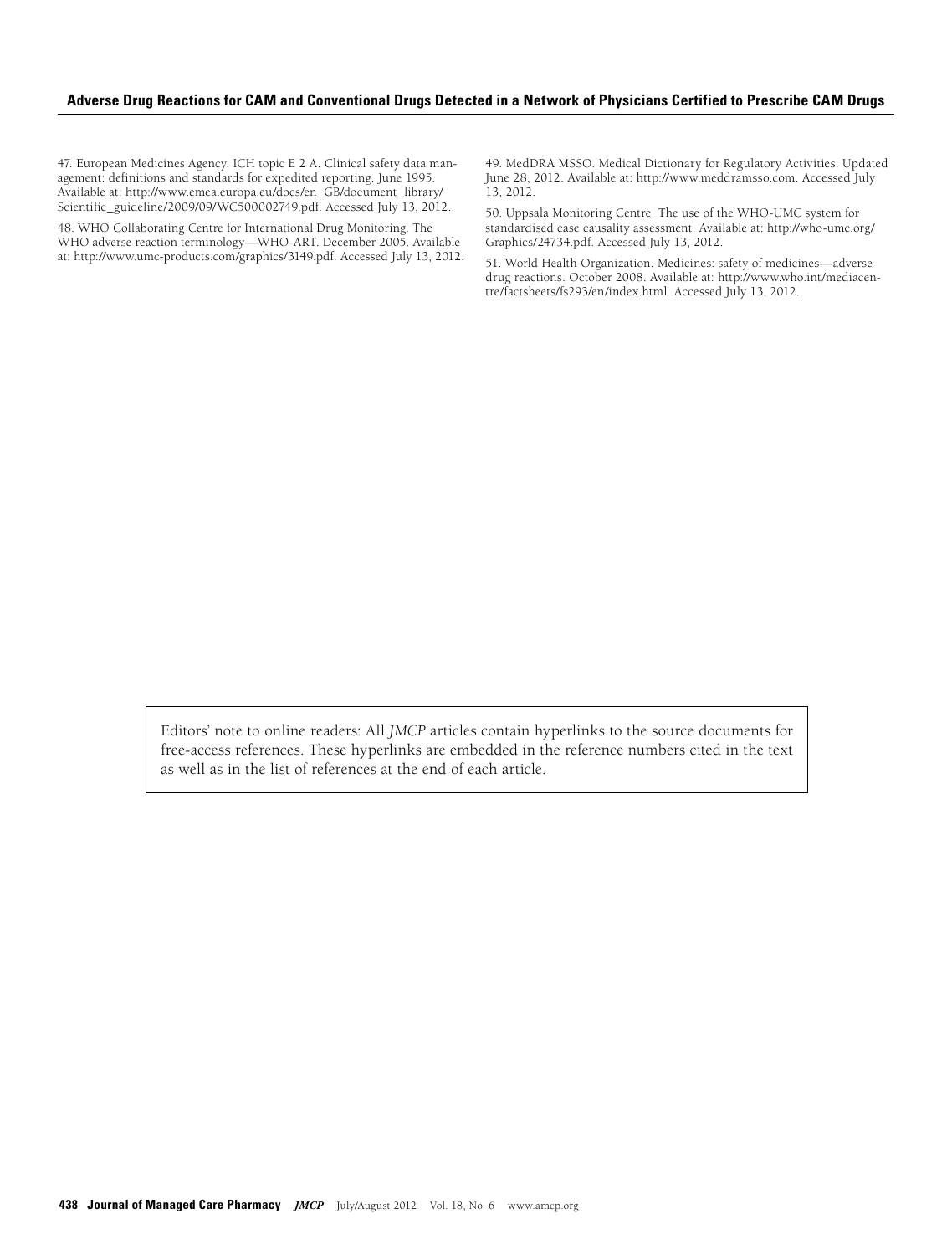47. European Medicines Agency. ICH topic E 2 A. Clinical safety data management: definitions and standards for expedited reporting. June 1995. Available at: http://www.emea.europa.eu/docs/en_GB/document_library/Scientific_guideline/2009/09/WC500002749.pdf. Accessed July 13, 2012.

48. WHO Collaborating Centre for International Drug Monitoring. The WHO adverse reaction terminology—WHO-ART. December 2005. Available at: http://www.umc-products.com/graphics/3149.pdf. Accessed July 13, 2012.

49. MedDRA MSSO. Medical Dictionary for Regulatory Activities. Updated June 28, 2012. Available at: http://www.meddramsso.com. Accessed July 13, 2012.

50. Uppsala Monitoring Centre. The use of the WHO-UMC system for standardised case causality assessment. Available at: http://who-umc.org/Graphics/24734.pdf. Accessed July 13, 2012.

51. World Health Organization. Medicines: safety of medicines—adverse drug reactions. October 2008. Available at: http://www.who.int/mediacentre/factsheets/fs293/en/index.html. Accessed July 13, 2012.

Editors' note to online readers: All *JMCP* articles contain hyperlinks to the source documents for free-access references. These hyperlinks are embedded in the reference numbers cited in the text as well as in the list of references at the end of each article.